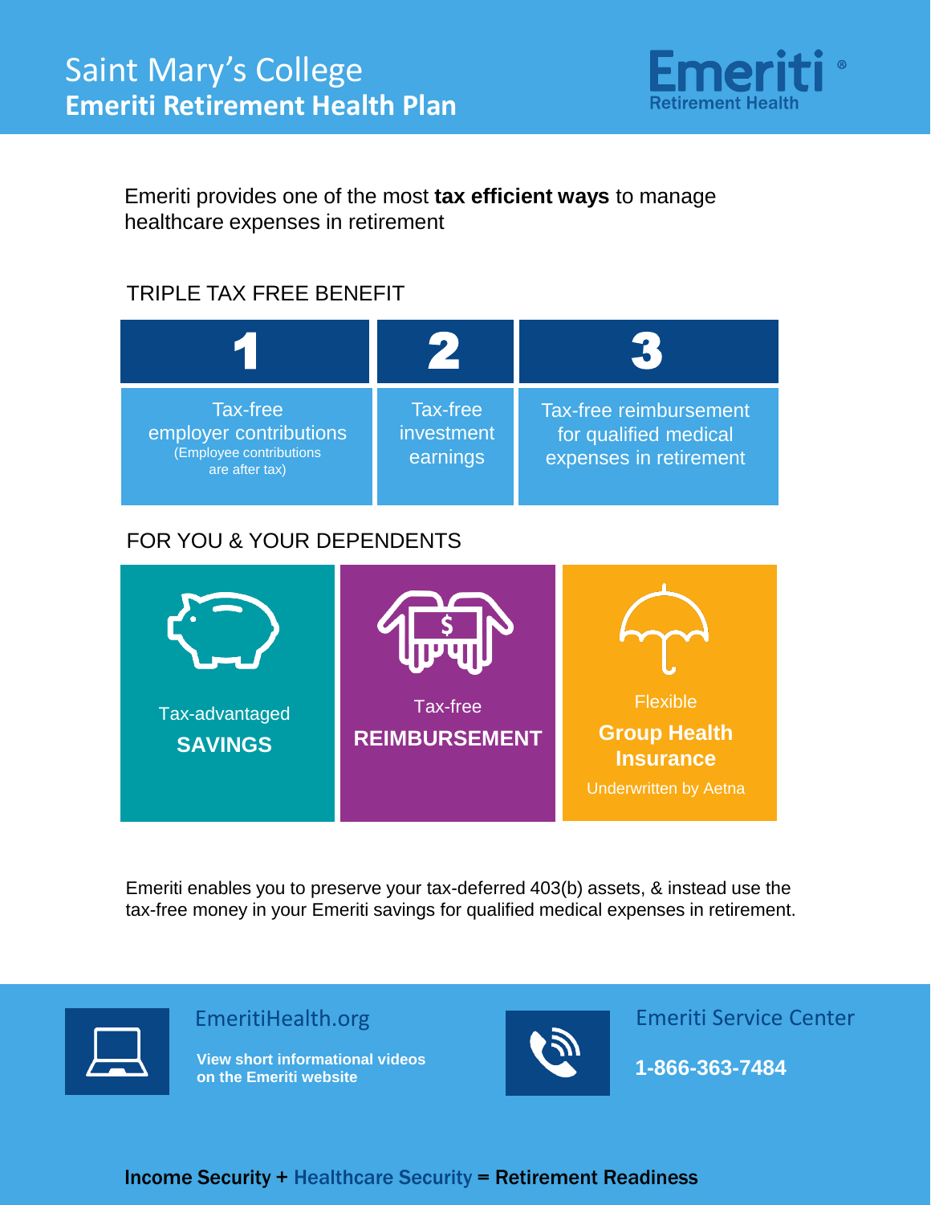# Saint Mary's College
## Emeriti Retirement Health Plan

Emeriti Retirement Health

Emeriti provides one of the most **tax efficient ways** to manage healthcare expenses in retirement

### TRIPLE TAX FREE BENEFIT

| 1 | 2 | 3 |
|---|---|---|
| Tax-free employer contributions (Employee contributions are after tax) | Tax-free investment earnings | Tax-free reimbursement for qualified medical expenses in retirement |

### FOR YOU & YOUR DEPENDENTS

- Tax-advantaged **SAVINGS**
- Tax-free **REIMBURSEMENT**
- Flexible **Group Health Insurance** Underwritten by Aetna

Emeriti enables you to preserve your tax-deferred 403(b) assets, & instead use the tax-free money in your Emeriti savings for qualified medical expenses in retirement.

**EmeritiHealth.org**

**View short informational videos on the Emeriti website**

**Emeriti Service Center**

**1-866-363-7484**

**Income Security + Healthcare Security = Retirement Readiness**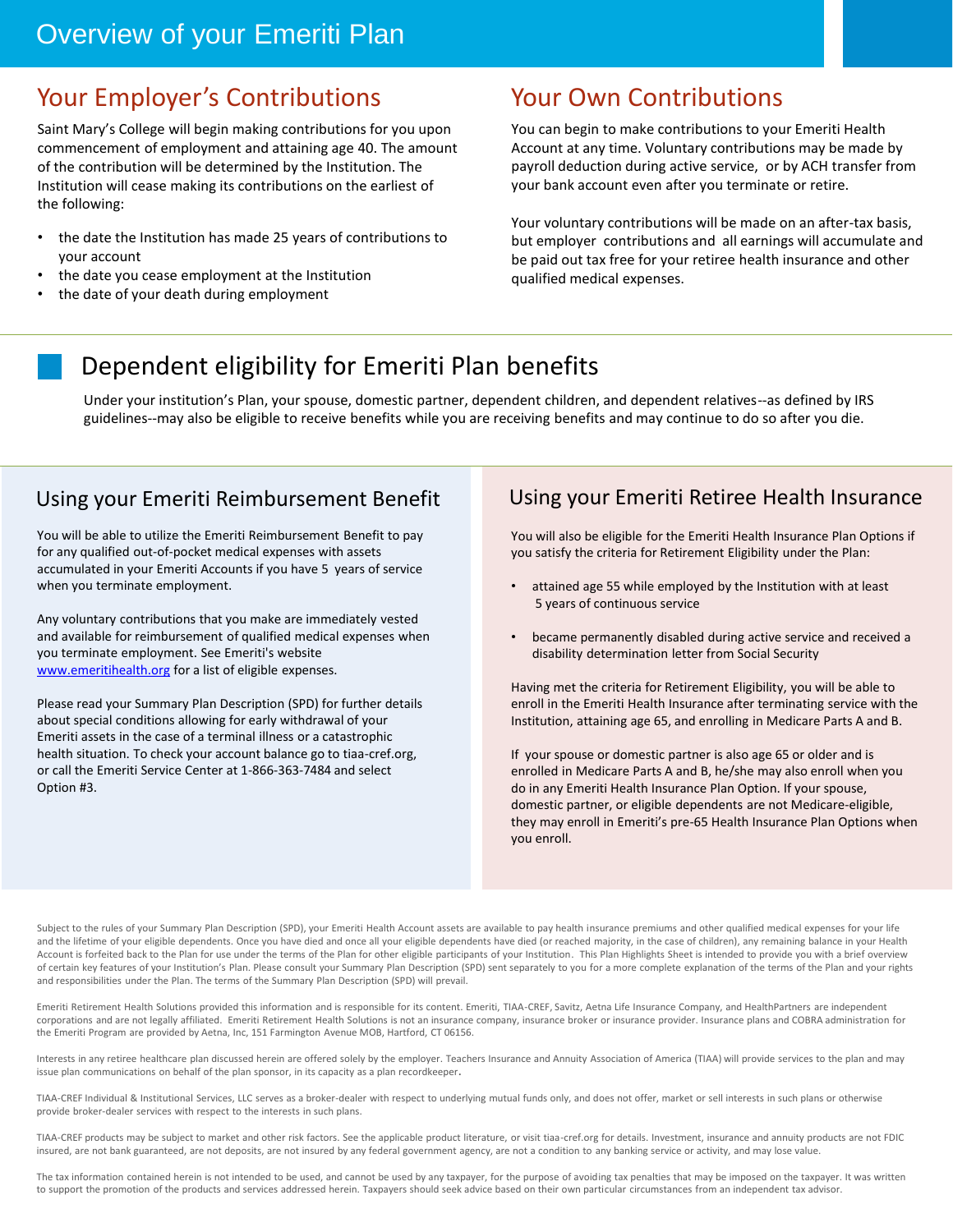# Overview of your Emeriti Plan

## Your Employer's Contributions

Saint Mary's College will begin making contributions for you upon commencement of employment and attaining age 40. The amount of the contribution will be determined by the Institution. The Institution will cease making its contributions on the earliest of the following:

- the date the Institution has made 25 years of contributions to your account
- the date you cease employment at the Institution
- the date of your death during employment

## Your Own Contributions

You can begin to make contributions to your Emeriti Health Account at any time. Voluntary contributions may be made by payroll deduction during active service, or by ACH transfer from your bank account even after you terminate or retire.

Your voluntary contributions will be made on an after-tax basis, but employer contributions and all earnings will accumulate and be paid out tax free for your retiree health insurance and other qualified medical expenses.

## Dependent eligibility for Emeriti Plan benefits

Under your institution's Plan, your spouse, domestic partner, dependent children, and dependent relatives--as defined by IRS guidelines--may also be eligible to receive benefits while you are receiving benefits and may continue to do so after you die.

## Using your Emeriti Reimbursement Benefit

You will be able to utilize the Emeriti Reimbursement Benefit to pay for any qualified out-of-pocket medical expenses with assets accumulated in your Emeriti Accounts if you have 5 years of service when you terminate employment.

Any voluntary contributions that you make are immediately vested and available for reimbursement of qualified medical expenses when you terminate employment. See Emeriti's website www.emeritihealth.org for a list of eligible expenses.

Please read your Summary Plan Description (SPD) for further details about special conditions allowing for early withdrawal of your Emeriti assets in the case of a terminal illness or a catastrophic health situation. To check your account balance go to tiaa-cref.org, or call the Emeriti Service Center at 1-866-363-7484 and select Option #3.

## Using your Emeriti Retiree Health Insurance

You will also be eligible for the Emeriti Health Insurance Plan Options if you satisfy the criteria for Retirement Eligibility under the Plan:

- attained age 55 while employed by the Institution with at least 5 years of continuous service
- became permanently disabled during active service and received a disability determination letter from Social Security

Having met the criteria for Retirement Eligibility, you will be able to enroll in the Emeriti Health Insurance after terminating service with the Institution, attaining age 65, and enrolling in Medicare Parts A and B.

If your spouse or domestic partner is also age 65 or older and is enrolled in Medicare Parts A and B, he/she may also enroll when you do in any Emeriti Health Insurance Plan Option. If your spouse, domestic partner, or eligible dependents are not Medicare-eligible, they may enroll in Emeriti's pre-65 Health Insurance Plan Options when you enroll.

Subject to the rules of your Summary Plan Description (SPD), your Emeriti Health Account assets are available to pay health insurance premiums and other qualified medical expenses for your life and the lifetime of your eligible dependents. Once you have died and once all your eligible dependents have died (or reached majority, in the case of children), any remaining balance in your Health Account is forfeited back to the Plan for use under the terms of the Plan for other eligible participants of your Institution. This Plan Highlights Sheet is intended to provide you with a brief overview of certain key features of your Institution's Plan. Please consult your Summary Plan Description (SPD) sent separately to you for a more complete explanation of the terms of the Plan and your rights and responsibilities under the Plan. The terms of the Summary Plan Description (SPD) will prevail.

Emeriti Retirement Health Solutions provided this information and is responsible for its content. Emeriti, TIAA-CREF, Savitz, Aetna Life Insurance Company, and HealthPartners are independent corporations and are not legally affiliated. Emeriti Retirement Health Solutions is not an insurance company, insurance broker or insurance provider. Insurance plans and COBRA administration for the Emeriti Program are provided by Aetna, Inc, 151 Farmington Avenue MOB, Hartford, CT 06156.

Interests in any retiree healthcare plan discussed herein are offered solely by the employer. Teachers Insurance and Annuity Association of America (TIAA) will provide services to the plan and may issue plan communications on behalf of the plan sponsor, in its capacity as a plan recordkeeper.

TIAA-CREF Individual & Institutional Services, LLC serves as a broker-dealer with respect to underlying mutual funds only, and does not offer, market or sell interests in such plans or otherwise provide broker-dealer services with respect to the interests in such plans.

TIAA-CREF products may be subject to market and other risk factors. See the applicable product literature, or visit tiaa-cref.org for details. Investment, insurance and annuity products are not FDIC insured, are not bank guaranteed, are not deposits, are not insured by any federal government agency, are not a condition to any banking service or activity, and may lose value.

The tax information contained herein is not intended to be used, and cannot be used by any taxpayer, for the purpose of avoiding tax penalties that may be imposed on the taxpayer. It was written to support the promotion of the products and services addressed herein. Taxpayers should seek advice based on their own particular circumstances from an independent tax advisor.